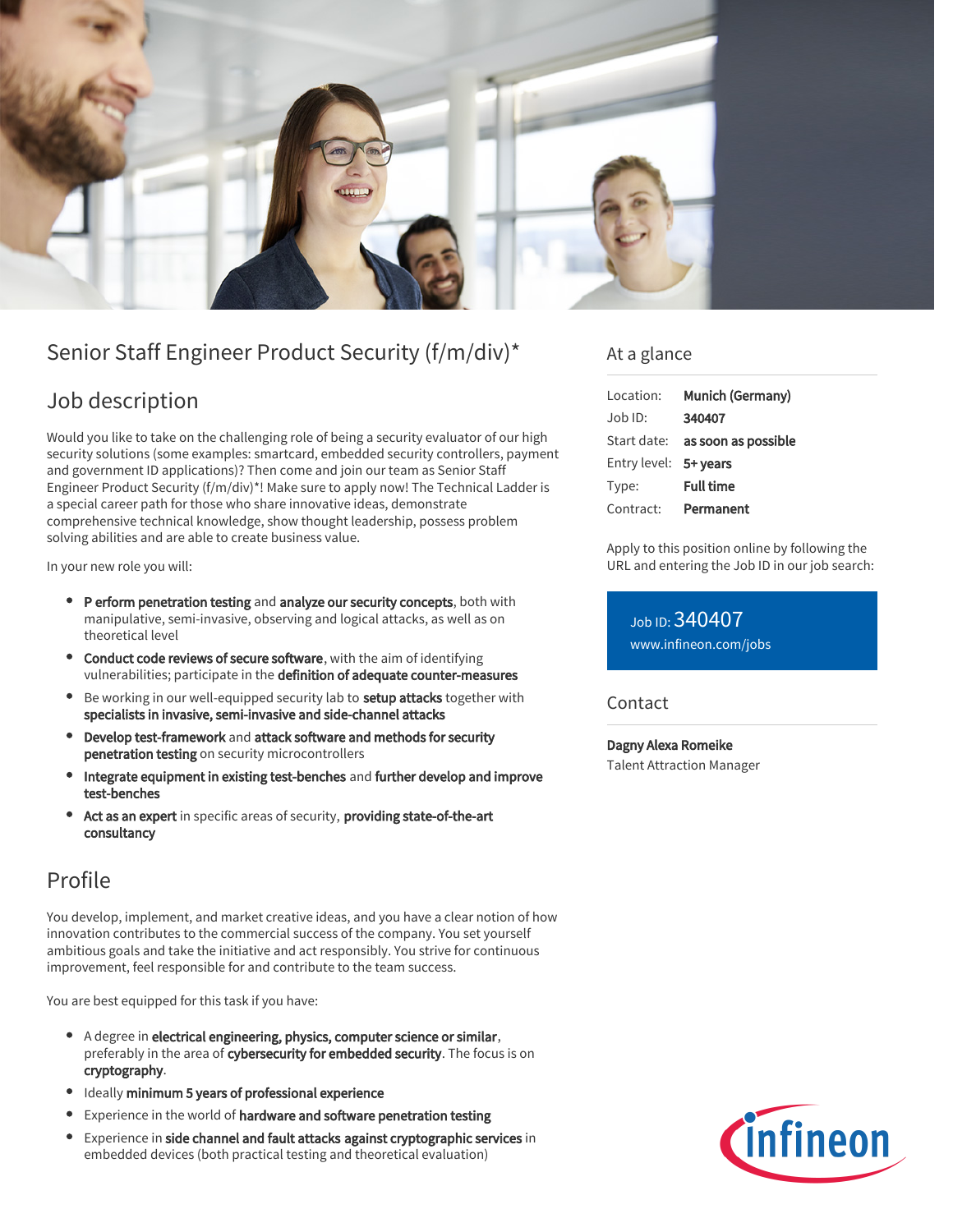# Senior Staff Engineer Product Security (f/m/div)*

## Job description

Would you like to take on the challenging role of being a security evaluator of our high security solutions (some examples: smartcard, embedded security controllers, payment and government ID applications)? Then come and join our team as Senior Staff Engineer Product Security (f/m/div)*! Make sure to apply now! The Technical Ladder is a special career path for those who share innovative ideas, demonstrate comprehensive technical knowledge, show thought leadership, possess problem solving abilities and are able to create business value.

In your new role you will:

- **P erform penetration testing** and **analyze our security concepts**, both with manipulative, semi-invasive, observing and logical attacks, as well as on theoretical level
- **Conduct code reviews of secure software**, with the aim of identifying vulnerabilities; participate in the **definition of adequate counter-measures**
- Be working in our well-equipped security lab to **setup attacks** together with **specialists in invasive, semi-invasive and side-channel attacks**
- **Develop test-framework** and **attack software and methods for security penetration testing** on security microcontrollers
- **Integrate equipment in existing test-benches** and **further develop and improve test-benches**
- **Act as an expert** in specific areas of security, **providing state-of-the-art consultancy**

## Profile

You develop, implement, and market creative ideas, and you have a clear notion of how innovation contributes to the commercial success of the company. You set yourself ambitious goals and take the initiative and act responsibly. You strive for continuous improvement, feel responsible for and contribute to the team success.

You are best equipped for this task if you have:

- A degree in **electrical engineering, physics, computer science or similar**, preferably in the area of **cybersecurity for embedded security**. The focus is on **cryptography**.
- Ideally **minimum 5 years of professional experience**
- Experience in the world of **hardware and software penetration testing**
- Experience in **side channel and fault attacks against cryptographic services** in embedded devices (both practical testing and theoretical evaluation)

## At a glance

| | |
|---|---|
| Location: | **Munich (Germany)** |
| Job ID: | **340407** |
| Start date: | **as soon as possible** |
| Entry level: | **5+ years** |
| Type: | **Full time** |
| Contract: | **Permanent** |

Apply to this position online by following the URL and entering the Job ID in our job search:

Job ID: 340407
www.infineon.com/jobs

## Contact

**Dagny Alexa Romeike**
Talent Attraction Manager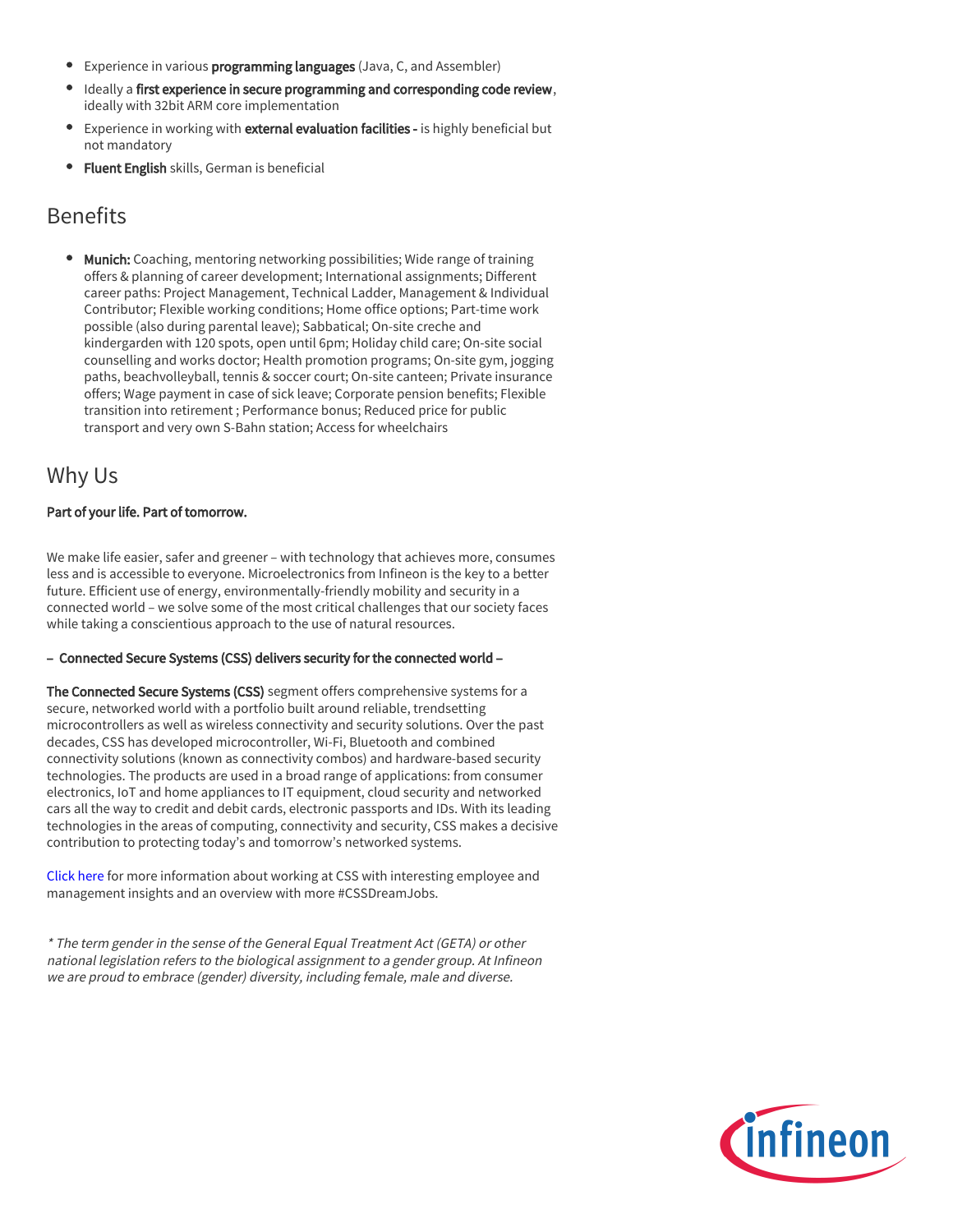- Experience in various **programming languages** (Java, C, and Assembler)
- Ideally a **first experience in secure programming and corresponding code review**, ideally with 32bit ARM core implementation
- Experience in working with **external evaluation facilities -** is highly beneficial but not mandatory
- **Fluent English** skills, German is beneficial

## Benefits

- **Munich:** Coaching, mentoring networking possibilities; Wide range of training offers & planning of career development; International assignments; Different career paths: Project Management, Technical Ladder, Management & Individual Contributor; Flexible working conditions; Home office options; Part-time work possible (also during parental leave); Sabbatical; On-site creche and kindergarden with 120 spots, open until 6pm; Holiday child care; On-site social counselling and works doctor; Health promotion programs; On-site gym, jogging paths, beachvolleyball, tennis & soccer court; On-site canteen; Private insurance offers; Wage payment in case of sick leave; Corporate pension benefits; Flexible transition into retirement ; Performance bonus; Reduced price for public transport and very own S-Bahn station; Access for wheelchairs

## Why Us

**Part of your life. Part of tomorrow.**

We make life easier, safer and greener – with technology that achieves more, consumes less and is accessible to everyone. Microelectronics from Infineon is the key to a better future. Efficient use of energy, environmentally-friendly mobility and security in a connected world – we solve some of the most critical challenges that our society faces while taking a conscientious approach to the use of natural resources.

**– Connected Secure Systems (CSS) delivers security for the connected world –**

**The Connected Secure Systems (CSS)** segment offers comprehensive systems for a secure, networked world with a portfolio built around reliable, trendsetting microcontrollers as well as wireless connectivity and security solutions. Over the past decades, CSS has developed microcontroller, Wi-Fi, Bluetooth and combined connectivity solutions (known as connectivity combos) and hardware-based security technologies. The products are used in a broad range of applications: from consumer electronics, IoT and home appliances to IT equipment, cloud security and networked cars all the way to credit and debit cards, electronic passports and IDs. With its leading technologies in the areas of computing, connectivity and security, CSS makes a decisive contribution to protecting today's and tomorrow's networked systems.

Click here for more information about working at CSS with interesting employee and management insights and an overview with more #CSSDreamJobs.

*\* The term gender in the sense of the General Equal Treatment Act (GETA) or other national legislation refers to the biological assignment to a gender group. At Infineon we are proud to embrace (gender) diversity, including female, male and diverse.*